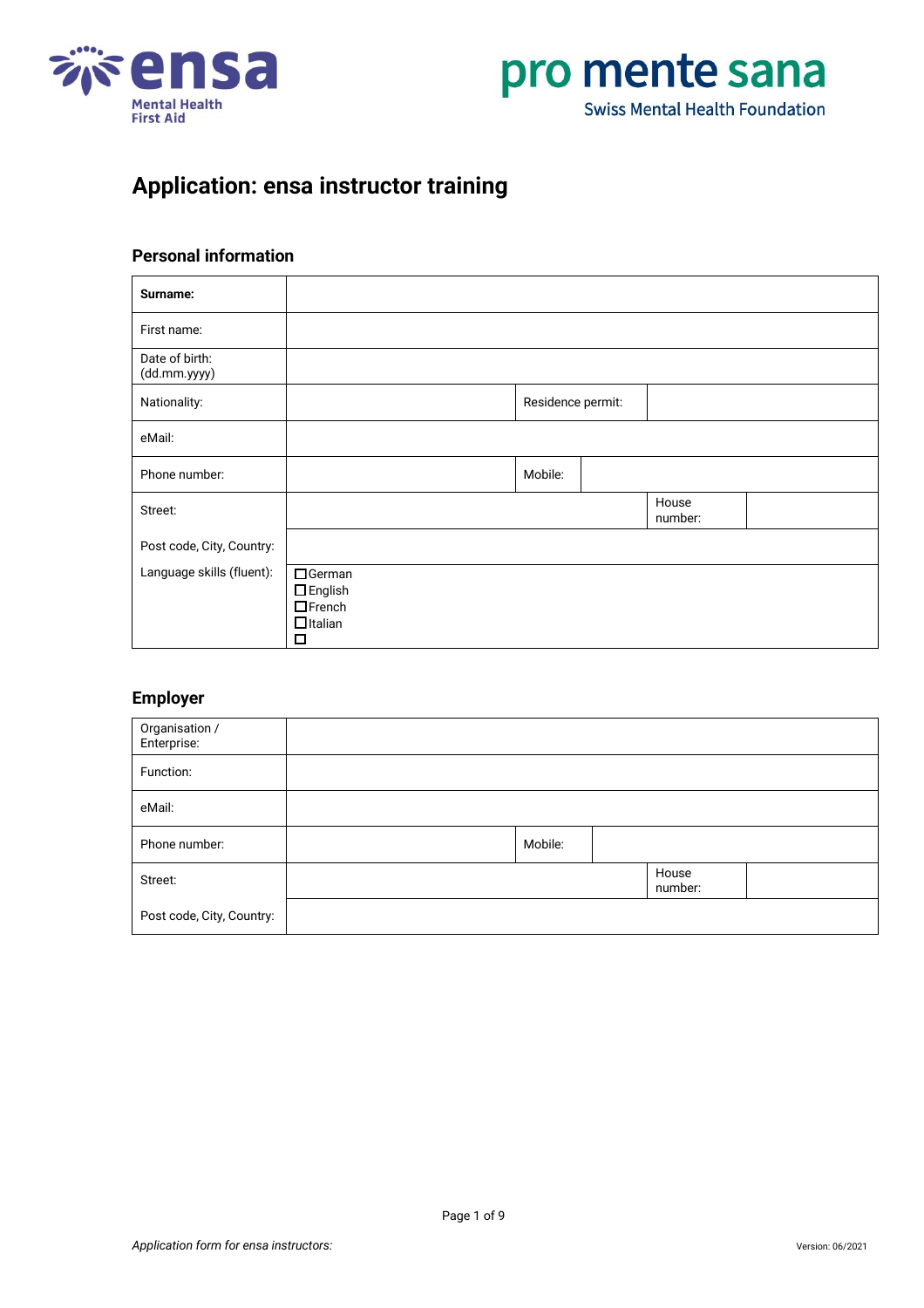# Application: ensa instructor training

## Personal information

| **Surname:** | | | |
|---|---|---|---|
| First name: | | | |
| Date of birth: (dd.mm.yyyy) | | | |
| Nationality: | | Residence permit: | |
| eMail: | | | |
| Phone number: | | Mobile: | |
| Street: | | House number: | |
| Post code, City, Country: | | | |
| Language skills (fluent): | ☐German<br>☐English<br>☐French<br>☐Italian<br>☐ | | |

## Employer

| Organisation / Enterprise: | | | |
|---|---|---|---|
| Function: | | | |
| eMail: | | | |
| Phone number: | | Mobile: | |
| Street: | | House number: | |
| Post code, City, Country: | | | |

*Application form for ensa instructors:*

Version: 06/2021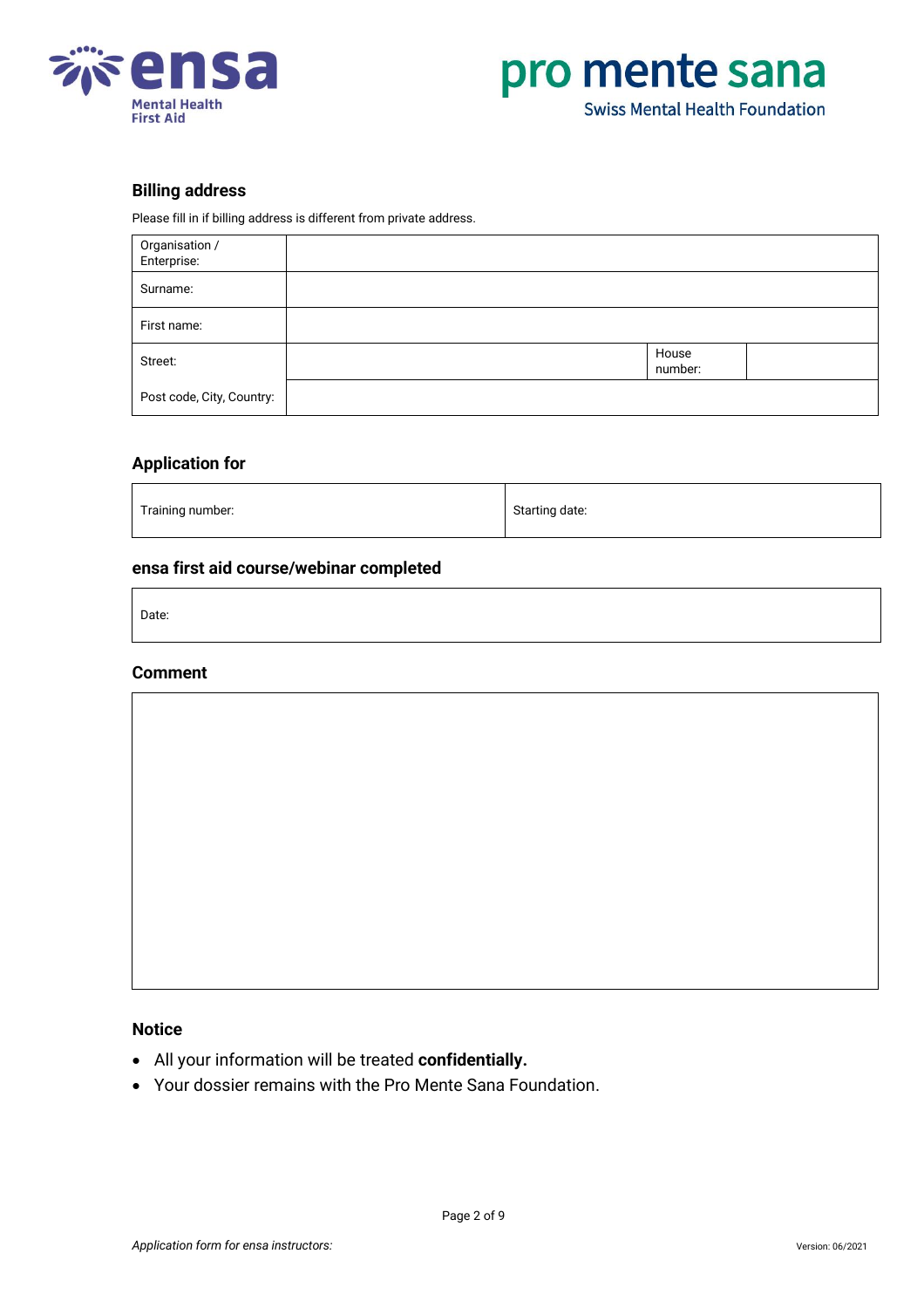### Billing address

Please fill in if billing address is different from private address.

| Organisation / Enterprise: | | | |
|---|---|---|---|
| Surname: | | | |
| First name: | | | |
| Street: | | House number: | |
| Post code, City, Country: | | | |

### Application for

| Training number: | Starting date: |
|---|---|

### ensa first aid course/webinar completed

| Date: |
|---|

### Comment

| |
|---|

### Notice

- All your information will be treated **confidentially.**
- Your dossier remains with the Pro Mente Sana Foundation.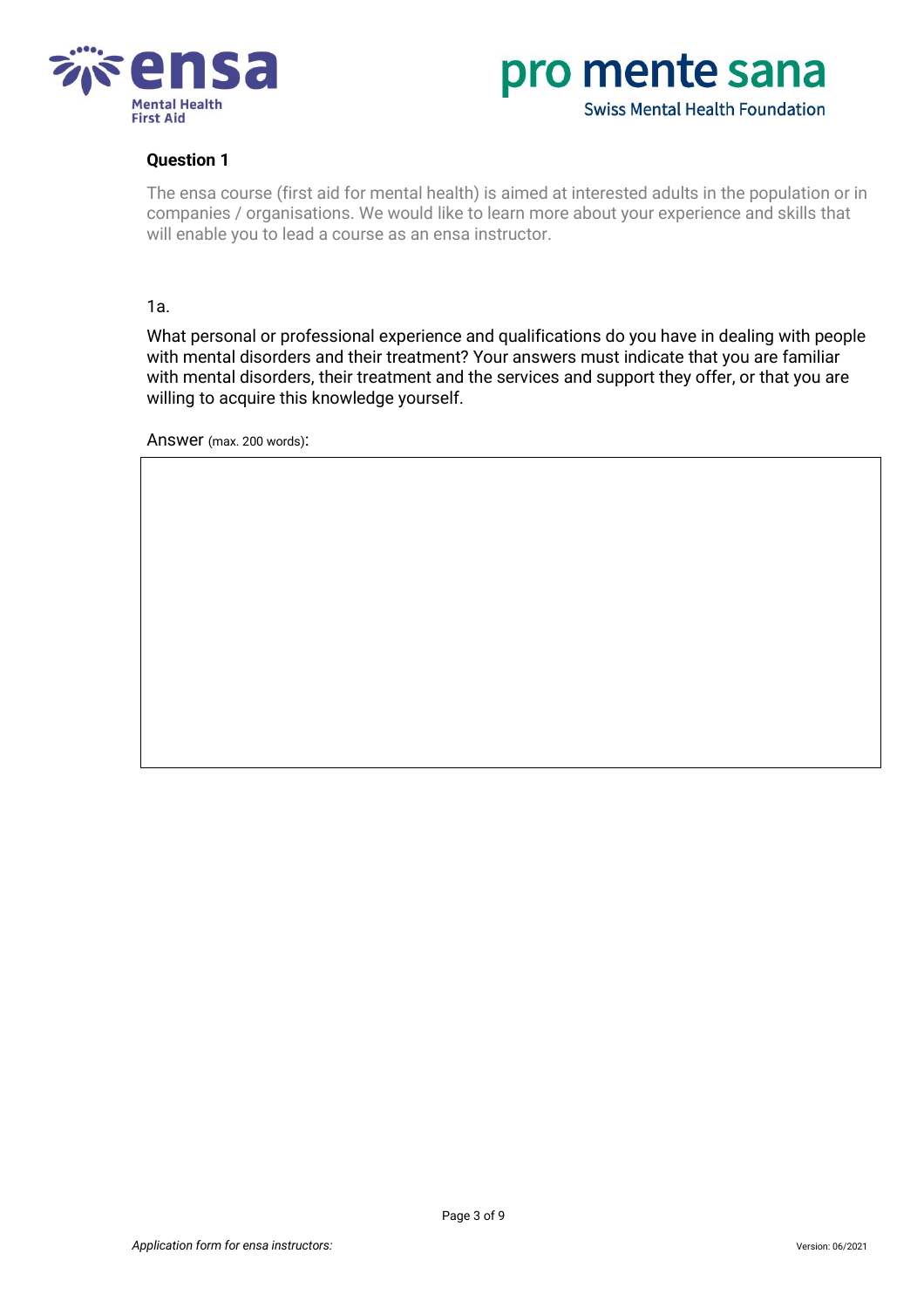### Question 1

The ensa course (first aid for mental health) is aimed at interested adults in the population or in companies / organisations. We would like to learn more about your experience and skills that will enable you to lead a course as an ensa instructor.

1a.

What personal or professional experience and qualifications do you have in dealing with people with mental disorders and their treatment? Your answers must indicate that you are familiar with mental disorders, their treatment and the services and support they offer, or that you are willing to acquire this knowledge yourself.

Answer (max. 200 words):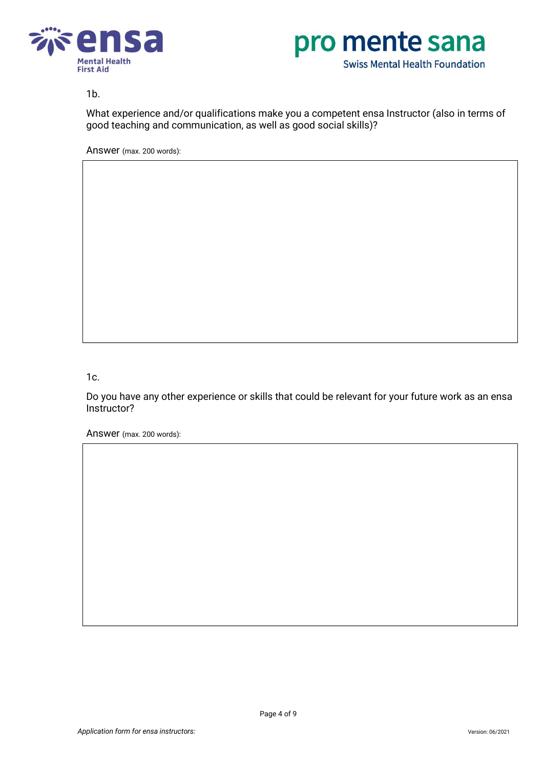1b.

What experience and/or qualifications make you a competent ensa Instructor (also in terms of good teaching and communication, as well as good social skills)?

Answer (max. 200 words):

| |
|---|
| |

1c.

Do you have any other experience or skills that could be relevant for your future work as an ensa Instructor?

Answer (max. 200 words):

| |
|---|
| |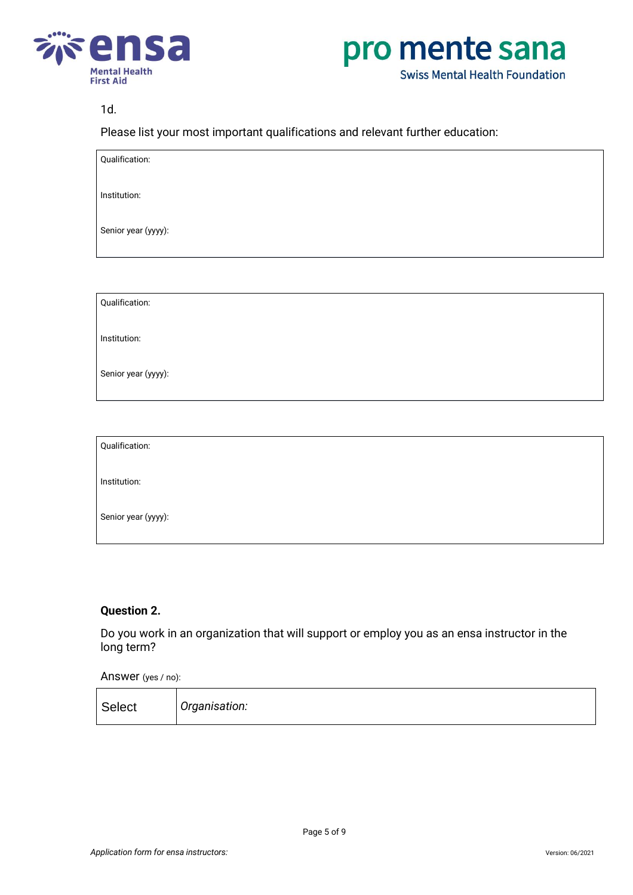1d.

Please list your most important qualifications and relevant further education:

| Qualification: |
|---|
| Institution: |
| Senior year (yyyy): |

| Qualification: |
|---|
| Institution: |
| Senior year (yyyy): |

| Qualification: |
|---|
| Institution: |
| Senior year (yyyy): |

**Question 2.**

Do you work in an organization that will support or employ you as an ensa instructor in the long term?

Answer (yes / no):

| Select | *Organisation:* |
|---|---|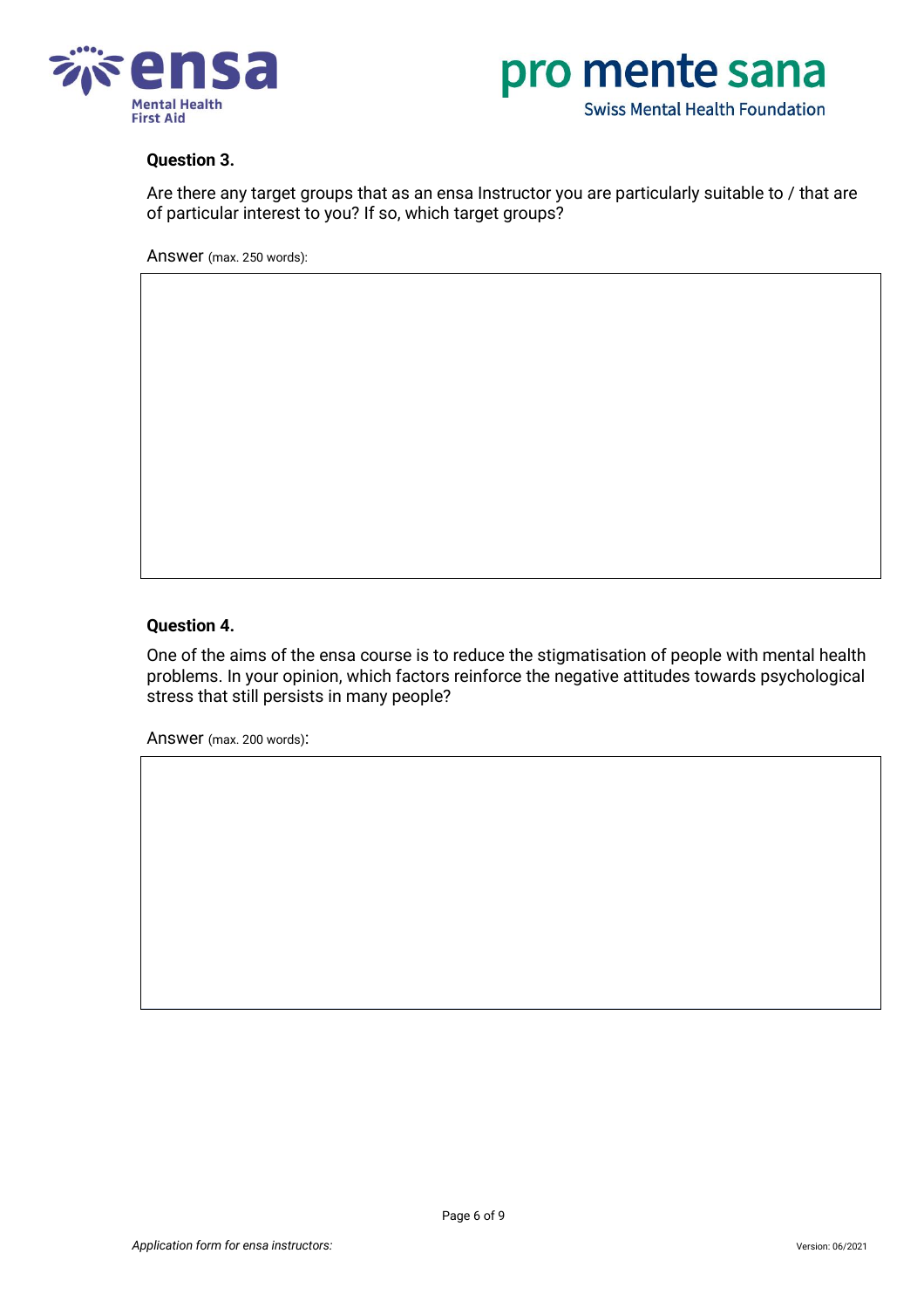**Question 3.**

Are there any target groups that as an ensa Instructor you are particularly suitable to / that are of particular interest to you? If so, which target groups?

Answer (max. 250 words):

**Question 4.**

One of the aims of the ensa course is to reduce the stigmatisation of people with mental health problems. In your opinion, which factors reinforce the negative attitudes towards psychological stress that still persists in many people?

Answer (max. 200 words):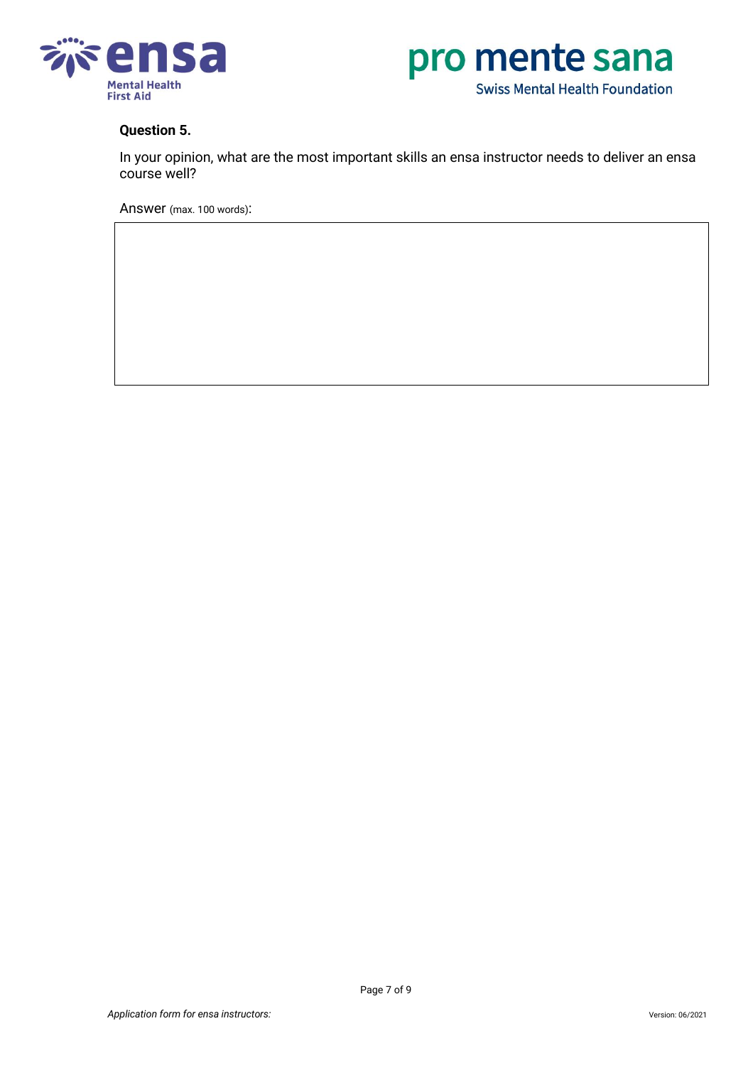**Question 5.**

In your opinion, what are the most important skills an ensa instructor needs to deliver an ensa course well?

Answer (max. 100 words):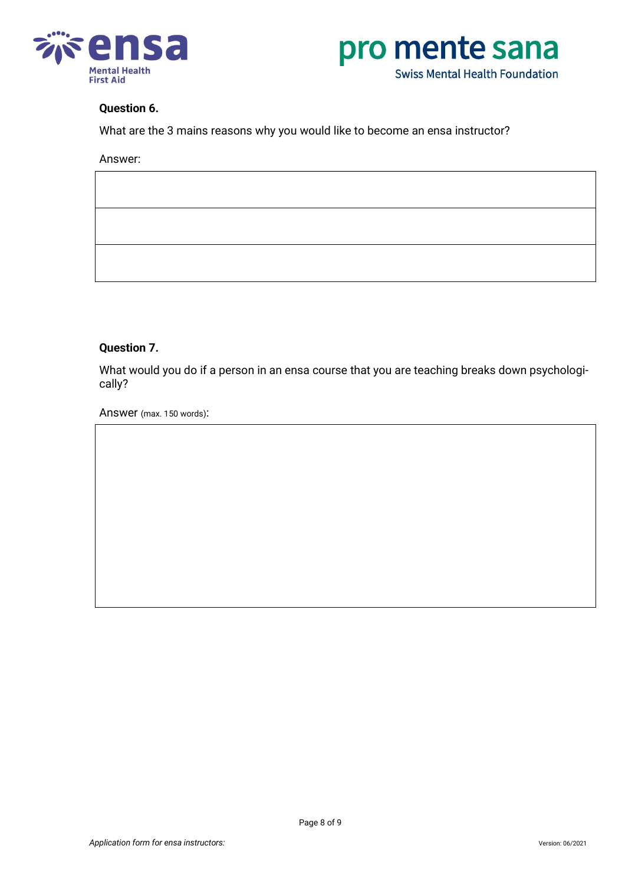**Question 6.**

What are the 3 mains reasons why you would like to become an ensa instructor?

Answer:

|  |
|---|
|  |
|  |
|  |

**Question 7.**

What would you do if a person in an ensa course that you are teaching breaks down psychologically?

Answer (max. 150 words):

|  |
|---|
|  |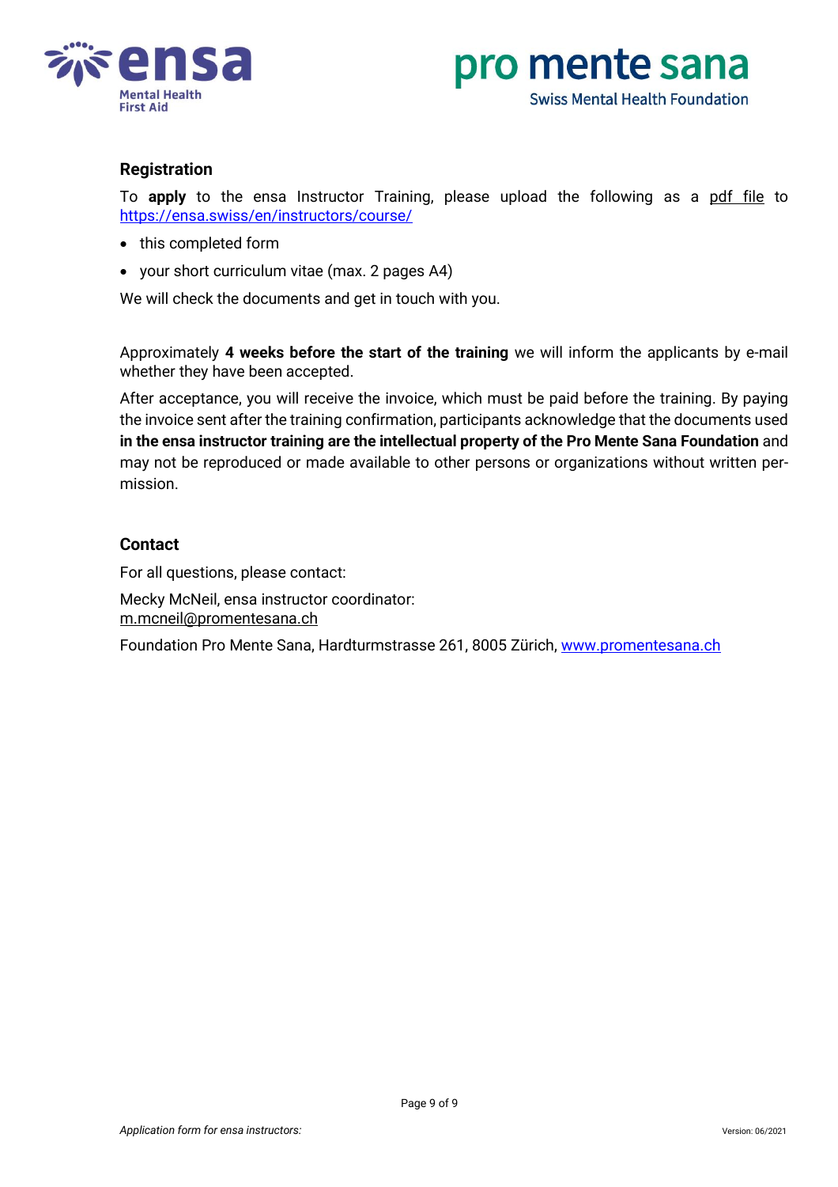## Registration

To **apply** to the ensa Instructor Training, please upload the following as a pdf file to https://ensa.swiss/en/instructors/course/

- this completed form
- your short curriculum vitae (max. 2 pages A4)

We will check the documents and get in touch with you.

Approximately **4 weeks before the start of the training** we will inform the applicants by e-mail whether they have been accepted.

After acceptance, you will receive the invoice, which must be paid before the training. By paying the invoice sent after the training confirmation, participants acknowledge that the documents used **in the ensa instructor training are the intellectual property of the Pro Mente Sana Foundation** and may not be reproduced or made available to other persons or organizations without written permission.

## Contact

For all questions, please contact:

Mecky McNeil, ensa instructor coordinator:
m.mcneil@promentesana.ch

Foundation Pro Mente Sana, Hardturmstrasse 261, 8005 Zürich, www.promentesana.ch